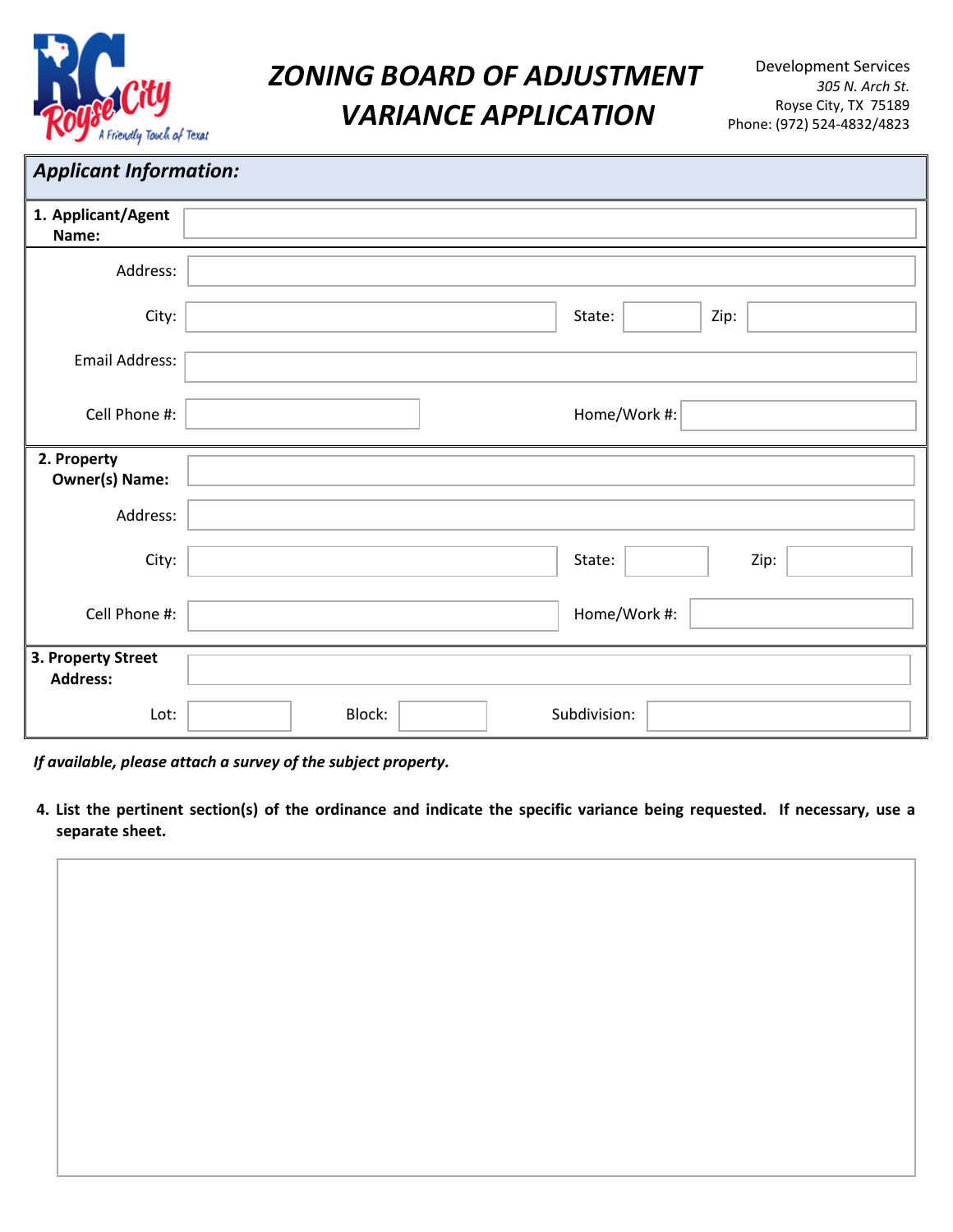# ZONING BOARD OF ADJUSTMENT VARIANCE APPLICATION

Development Services
*305 N. Arch St.*
Royse City, TX 75189
Phone: (972) 524-4832/4823

## *Applicant Information:*

**1. Applicant/Agent Name:**

Address:

City: State: Zip:

Email Address:

Cell Phone #: Home/Work #:

**2. Property Owner(s) Name:**

Address:

City: State: Zip:

Cell Phone #: Home/Work #:

**3. Property Street Address:**

Lot: Block: Subdivision:

***If available, please attach a survey of the subject property.***

**4. List the pertinent section(s) of the ordinance and indicate the specific variance being requested. If necessary, use a separate sheet.**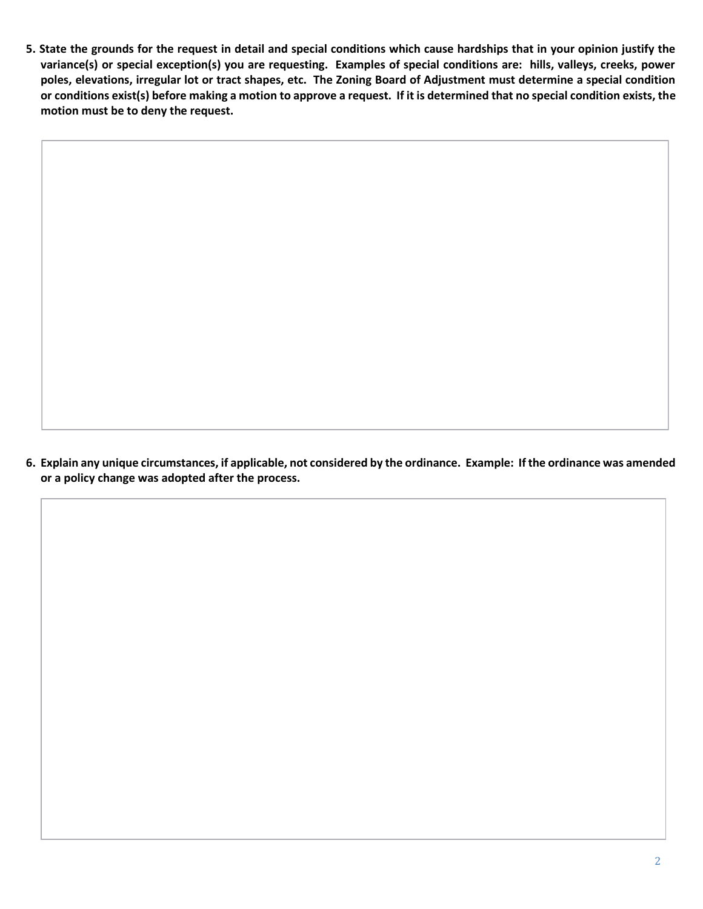**5. State the grounds for the request in detail and special conditions which cause hardships that in your opinion justify the variance(s) or special exception(s) you are requesting. Examples of special conditions are: hills, valleys, creeks, power poles, elevations, irregular lot or tract shapes, etc. The Zoning Board of Adjustment must determine a special condition or conditions exist(s) before making a motion to approve a request. If it is determined that no special condition exists, the motion must be to deny the request.**

**6. Explain any unique circumstances, if applicable, not considered by the ordinance. Example: If the ordinance was amended or a policy change was adopted after the process.**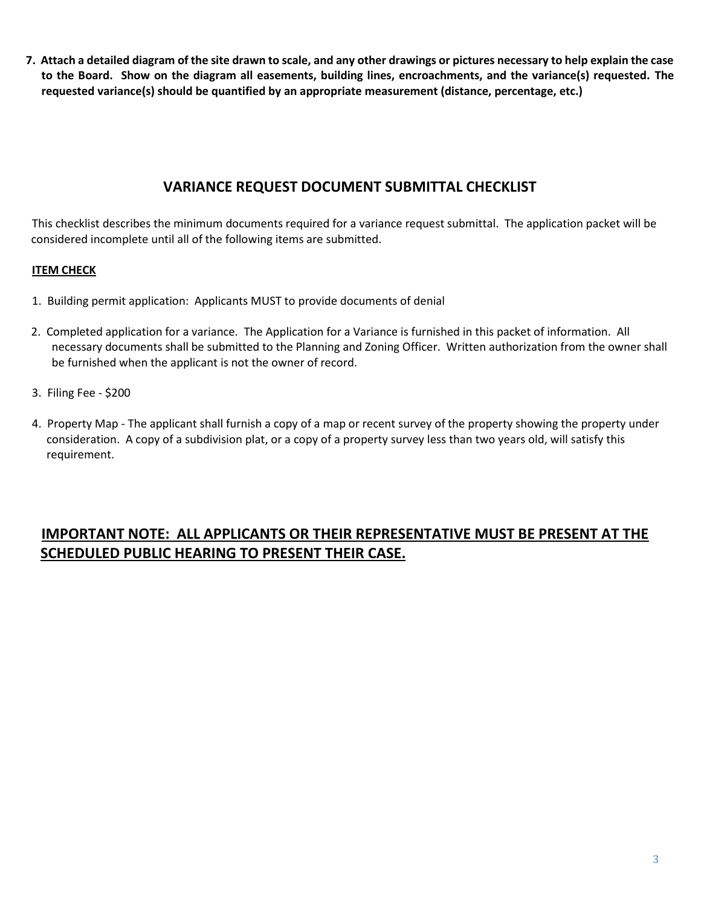**7. Attach a detailed diagram of the site drawn to scale, and any other drawings or pictures necessary to help explain the case to the Board. Show on the diagram all easements, building lines, encroachments, and the variance(s) requested. The requested variance(s) should be quantified by an appropriate measurement (distance, percentage, etc.)**

## VARIANCE REQUEST DOCUMENT SUBMITTAL CHECKLIST

This checklist describes the minimum documents required for a variance request submittal. The application packet will be considered incomplete until all of the following items are submitted.

**ITEM CHECK**

1. Building permit application: Applicants MUST to provide documents of denial
2. Completed application for a variance. The Application for a Variance is furnished in this packet of information. All necessary documents shall be submitted to the Planning and Zoning Officer. Written authorization from the owner shall be furnished when the applicant is not the owner of record.
3. Filing Fee - $200
4. Property Map - The applicant shall furnish a copy of a map or recent survey of the property showing the property under consideration. A copy of a subdivision plat, or a copy of a property survey less than two years old, will satisfy this requirement.

## IMPORTANT NOTE: ALL APPLICANTS OR THEIR REPRESENTATIVE MUST BE PRESENT AT THE SCHEDULED PUBLIC HEARING TO PRESENT THEIR CASE.